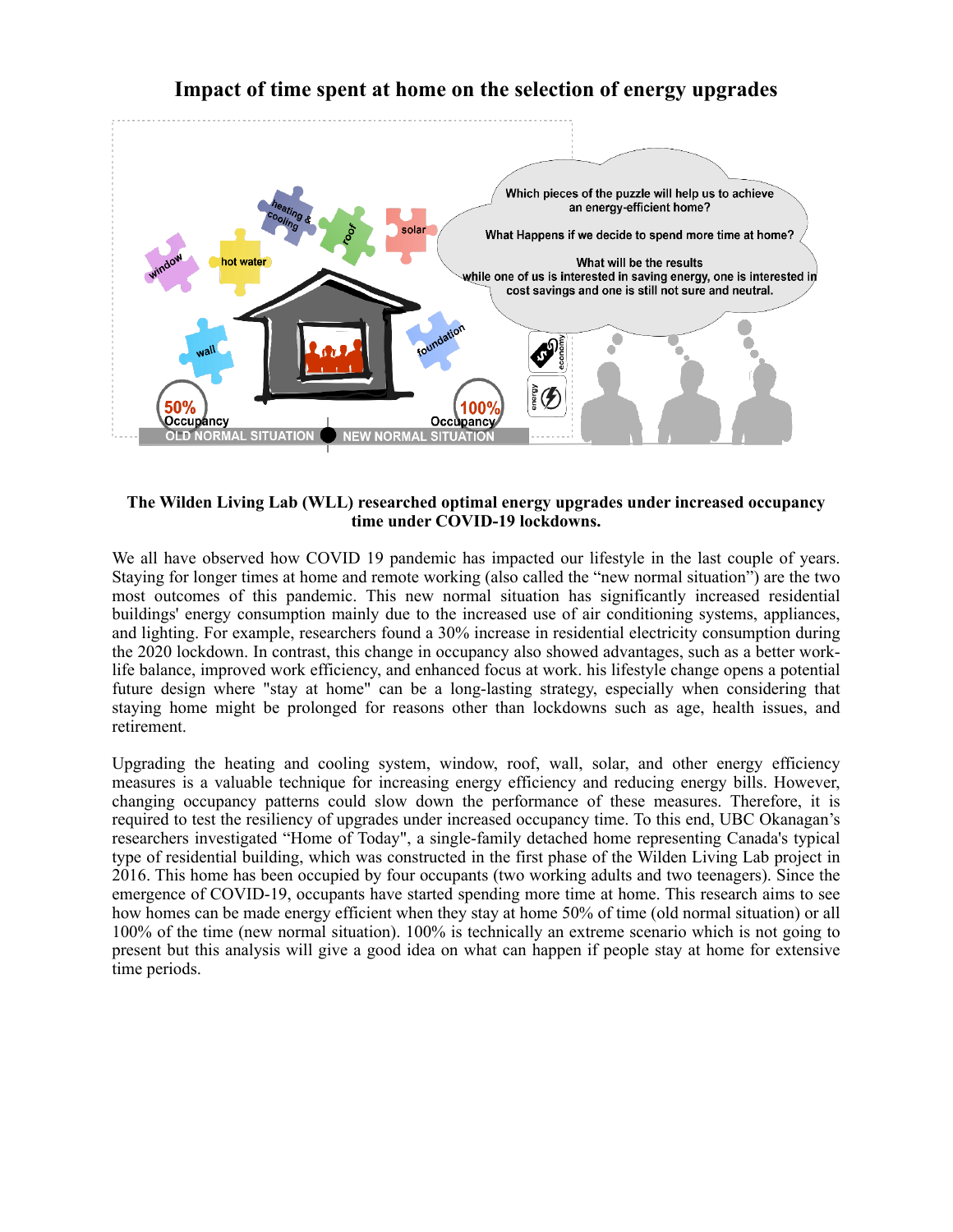# Impact of time spent at home on the selection of energy upgrades

**The Wilden Living Lab (WLL) researched optimal energy upgrades under increased occupancy time under COVID-19 lockdowns.**

We all have observed how COVID 19 pandemic has impacted our lifestyle in the last couple of years. Staying for longer times at home and remote working (also called the "new normal situation") are the two most outcomes of this pandemic. This new normal situation has significantly increased residential buildings' energy consumption mainly due to the increased use of air conditioning systems, appliances, and lighting. For example, researchers found a 30% increase in residential electricity consumption during the 2020 lockdown. In contrast, this change in occupancy also showed advantages, such as a better work-life balance, improved work efficiency, and enhanced focus at work. his lifestyle change opens a potential future design where "stay at home" can be a long-lasting strategy, especially when considering that staying home might be prolonged for reasons other than lockdowns such as age, health issues, and retirement.

Upgrading the heating and cooling system, window, roof, wall, solar, and other energy efficiency measures is a valuable technique for increasing energy efficiency and reducing energy bills. However, changing occupancy patterns could slow down the performance of these measures. Therefore, it is required to test the resiliency of upgrades under increased occupancy time. To this end, UBC Okanagan's researchers investigated "Home of Today", a single-family detached home representing Canada's typical type of residential building, which was constructed in the first phase of the Wilden Living Lab project in 2016. This home has been occupied by four occupants (two working adults and two teenagers). Since the emergence of COVID-19, occupants have started spending more time at home. This research aims to see how homes can be made energy efficient when they stay at home 50% of time (old normal situation) or all 100% of the time (new normal situation). 100% is technically an extreme scenario which is not going to present but this analysis will give a good idea on what can happen if people stay at home for extensive time periods.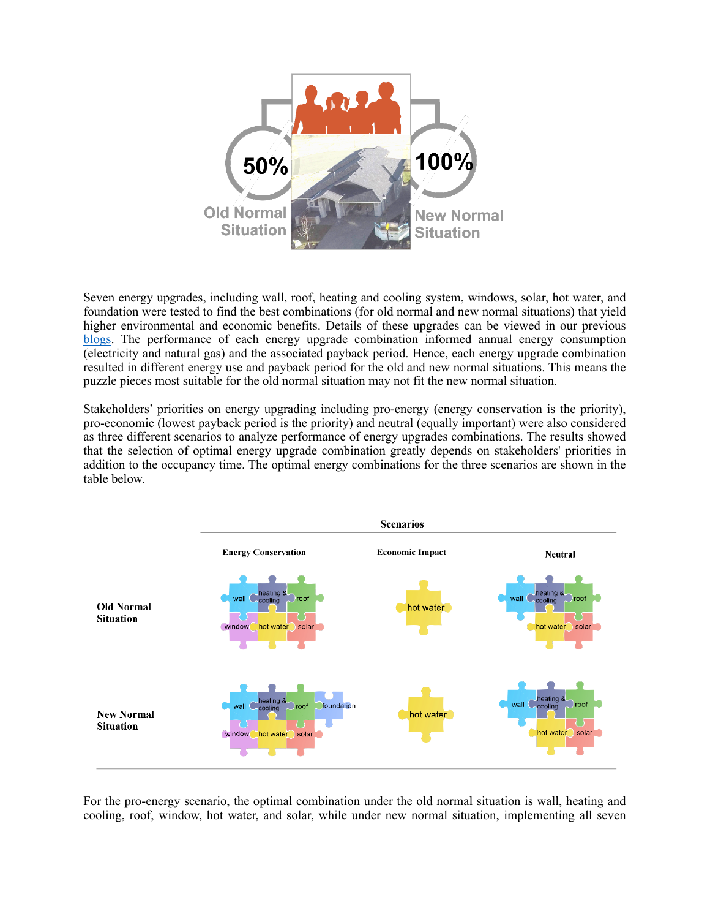Seven energy upgrades, including wall, roof, heating and cooling system, windows, solar, hot water, and foundation were tested to find the best combinations (for old normal and new normal situations) that yield higher environmental and economic benefits. Details of these upgrades can be viewed in our previous blogs. The performance of each energy upgrade combination informed annual energy consumption (electricity and natural gas) and the associated payback period. Hence, each energy upgrade combination resulted in different energy use and payback period for the old and new normal situations. This means the puzzle pieces most suitable for the old normal situation may not fit the new normal situation.

Stakeholders' priorities on energy upgrading including pro-energy (energy conservation is the priority), pro-economic (lowest payback period is the priority) and neutral (equally important) were also considered as three different scenarios to analyze performance of energy upgrades combinations. The results showed that the selection of optimal energy upgrade combination greatly depends on stakeholders' priorities in addition to the occupancy time. The optimal energy combinations for the three scenarios are shown in the table below.

| | Scenarios | | |
|---|---|---|---|
| | Energy Conservation | Economic Impact | Neutral |
| Old Normal Situation | wall, heating & cooling, roof, window, hot water, solar | hot water | wall, heating & cooling, roof, hot water, solar |
| New Normal Situation | wall, heating & cooling, roof, foundation, window, hot water, solar | hot water | wall, heating & cooling, roof, hot water, solar |

For the pro-energy scenario, the optimal combination under the old normal situation is wall, heating and cooling, roof, window, hot water, and solar, while under new normal situation, implementing all seven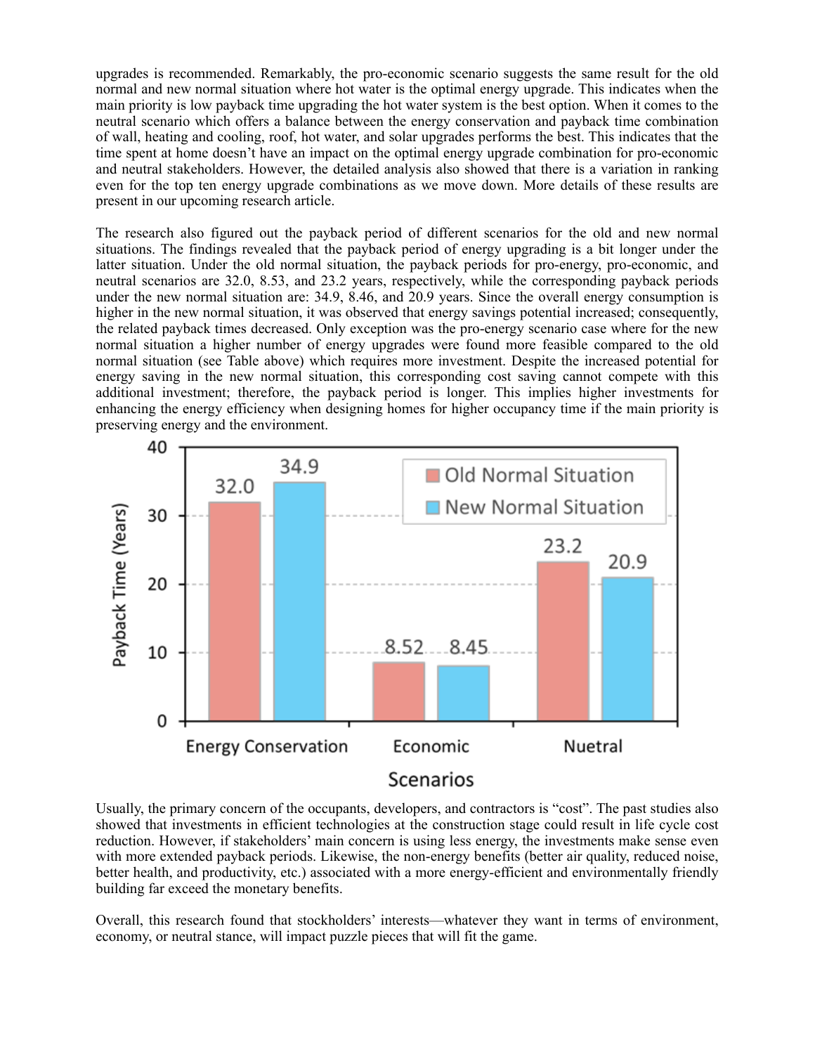upgrades is recommended. Remarkably, the pro-economic scenario suggests the same result for the old normal and new normal situation where hot water is the optimal energy upgrade. This indicates when the main priority is low payback time upgrading the hot water system is the best option. When it comes to the neutral scenario which offers a balance between the energy conservation and payback time combination of wall, heating and cooling, roof, hot water, and solar upgrades performs the best. This indicates that the time spent at home doesn't have an impact on the optimal energy upgrade combination for pro-economic and neutral stakeholders. However, the detailed analysis also showed that there is a variation in ranking even for the top ten energy upgrade combinations as we move down. More details of these results are present in our upcoming research article.

The research also figured out the payback period of different scenarios for the old and new normal situations. The findings revealed that the payback period of energy upgrading is a bit longer under the latter situation. Under the old normal situation, the payback periods for pro-energy, pro-economic, and neutral scenarios are 32.0, 8.53, and 23.2 years, respectively, while the corresponding payback periods under the new normal situation are: 34.9, 8.46, and 20.9 years. Since the overall energy consumption is higher in the new normal situation, it was observed that energy savings potential increased; consequently, the related payback times decreased. Only exception was the pro-energy scenario case where for the new normal situation a higher number of energy upgrades were found more feasible compared to the old normal situation (see Table above) which requires more investment. Despite the increased potential for energy saving in the new normal situation, this corresponding cost saving cannot compete with this additional investment; therefore, the payback period is longer. This implies higher investments for enhancing the energy efficiency when designing homes for higher occupancy time if the main priority is preserving energy and the environment.

Payback Time (Years)

Old Normal Situation
New Normal Situation

32.0
34.9
8.52
8.45
23.2
20.9

Energy Conservation
Economic
Nuetral

Scenarios

Usually, the primary concern of the occupants, developers, and contractors is "cost". The past studies also showed that investments in efficient technologies at the construction stage could result in life cycle cost reduction. However, if stakeholders' main concern is using less energy, the investments make sense even with more extended payback periods. Likewise, the non-energy benefits (better air quality, reduced noise, better health, and productivity, etc.) associated with a more energy-efficient and environmentally friendly building far exceed the monetary benefits.

Overall, this research found that stockholders' interests—whatever they want in terms of environment, economy, or neutral stance, will impact puzzle pieces that will fit the game.